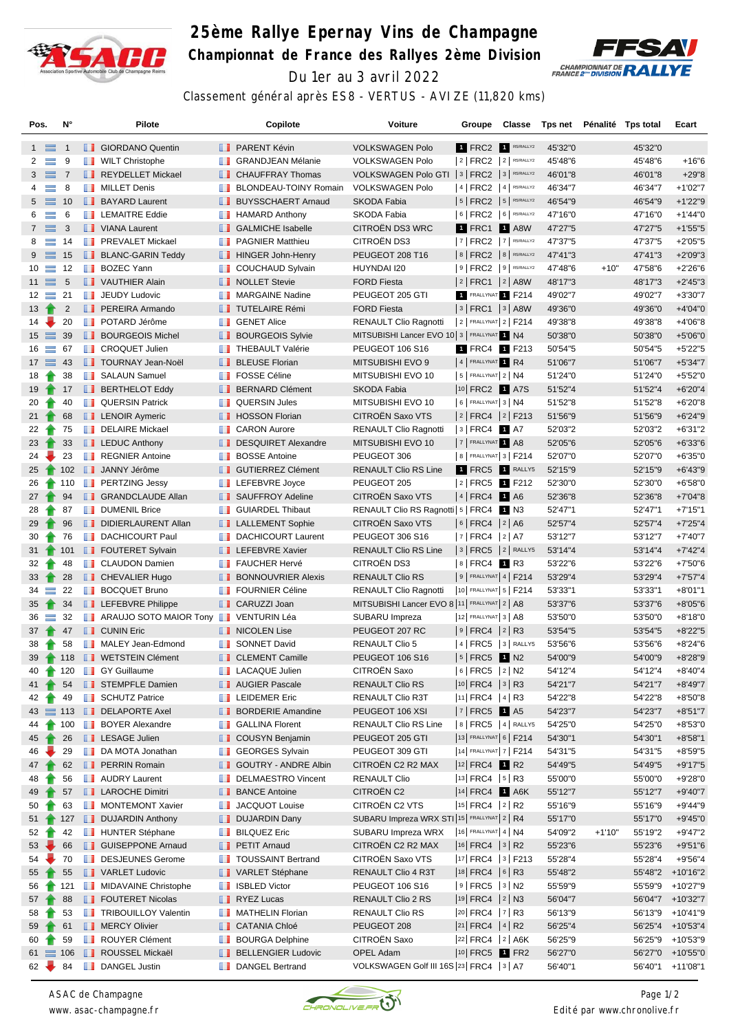# 25ème Rallye Epernay Vins de Champagne

## Championnat de France des Rallyes 2ème Division

Du 1er au 3 avril 2022

Classement général après ES8 - VERTUS - AVIZE (11,820 kms)

| Pos. | N° | Pilote | Copilote | Voiture | Groupe | Classe | Tps net | Pénalité | Tps total | Ecart |
|---|---|---|---|---|---|---|---|---|---|---|
| 1 = | 1 | GIORDANO Quentin | PARENT Kévin | VOLKSWAGEN Polo | 1 FRC2 | 1 R5/RALLY2 | 45'32"0 | | 45'32"0 | |
| 2 = | 9 | WILT Christophe | GRANDJEAN Mélanie | VOLKSWAGEN Polo | 2 FRC2 | 2 R5/RALLY2 | 45'48"6 | | 45'48"6 | +16"6 |
| 3 = | 7 | REYDELLET Mickael | CHAUFFRAY Thomas | VOLKSWAGEN Polo GTI | 3 FRC2 | 3 R5/RALLY2 | 46'01"8 | | 46'01"8 | +29"8 |
| 4 = | 8 | MILLET Denis | BLONDEAU-TOINY Romain | VOLKSWAGEN Polo | 4 FRC2 | 4 R5/RALLY2 | 46'34"7 | | 46'34"7 | +1'02"7 |
| 5 = | 10 | BAYARD Laurent | BUYSSCHAERT Arnaud | SKODA Fabia | 5 FRC2 | 5 R5/RALLY2 | 46'54"9 | | 46'54"9 | +1'22"9 |
| 6 = | 6 | LEMAITRE Eddie | HAMARD Anthony | SKODA Fabia | 6 FRC2 | 6 R5/RALLY2 | 47'16"0 | | 47'16"0 | +1'44"0 |
| 7 = | 3 | VIANA Laurent | GALMICHE Isabelle | CITROËN DS3 WRC | 1 FRC1 | 1 A8W | 47'27"5 | | 47'27"5 | +1'55"5 |
| 8 = | 14 | PREVALET Mickael | PAGNIER Matthieu | CITROËN DS3 | 7 FRC2 | 7 R5/RALLY2 | 47'37"5 | | 47'37"5 | +2'05"5 |
| 9 = | 15 | BLANC-GARIN Teddy | HINGER John-Henry | PEUGEOT 208 T16 | 8 FRC2 | 8 R5/RALLY2 | 47'41"3 | | 47'41"3 | +2'09"3 |
| 10 = | 12 | BOZEC Yann | COUCHAUD Sylvain | HYUNDAI I20 | 9 FRC2 | 9 R5/RALLY2 | 47'48"6 | +10" | 47'58"6 | +2'26"6 |
| 11 = | 5 | VAUTHIER Alain | NOLLET Stevie | FORD Fiesta | 2 FRC1 | 2 A8W | 48'17"3 | | 48'17"3 | +2'45"3 |
| 12 = | 21 | JEUDY Ludovic | MARGAINE Nadine | PEUGEOT 205 GTI | 1 FRALLYNAT | 1 F214 | 49'02"7 | | 49'02"7 | +3'30"7 |
| 13 ↑ | 2 | PEREIRA Armando | TUTELAIRE Rémi | FORD Fiesta | 3 FRC1 | 3 A8W | 49'36"0 | | 49'36"0 | +4'04"0 |
| 14 ↓ | 20 | POTARD Jérôme | GENET Alice | RENAULT Clio Ragnotti | 2 FRALLYNAT | 2 F214 | 49'38"8 | | 49'38"8 | +4'06"8 |
| 15 = | 39 | BOURGEOIS Michel | BOURGEOIS Sylvie | MITSUBISHI Lancer EVO 10 | 3 FRALLYNAT | 1 N4 | 50'38"0 | | 50'38"0 | +5'06"0 |
| 16 = | 67 | CROQUET Julien | THEBAULT Valérie | PEUGEOT 106 S16 | 1 FRC4 | 1 F213 | 50'54"5 | | 50'54"5 | +5'22"5 |
| 17 = | 43 | TOURNAY Jean-Noël | BLEUSE Florian | MITSUBISHI EVO 9 | 4 FRALLYNAT | 1 R4 | 51'06"7 | | 51'06"7 | +5'34"7 |
| 18 ↑ | 38 | SALAUN Samuel | FOSSE Céline | MITSUBISHI EVO 10 | 5 FRALLYNAT | 2 N4 | 51'24"0 | | 51'24"0 | +5'52"0 |
| 19 ↑ | 17 | BERTHELOT Eddy | BERNARD Clément | SKODA Fabia | 10 FRC2 | 1 A7S | 51'52"4 | | 51'52"4 | +6'20"4 |
| 20 ↑ | 40 | QUERSIN Patrick | QUERSIN Jules | MITSUBISHI EVO 10 | 6 FRALLYNAT | 3 N4 | 51'52"8 | | 51'52"8 | +6'20"8 |
| 21 ↑ | 68 | LENOIR Aymeric | HOSSON Florian | CITROËN Saxo VTS | 2 FRC4 | 2 F213 | 51'56"9 | | 51'56"9 | +6'24"9 |
| 22 ↑ | 75 | DELAIRE Mickael | CARON Aurore | RENAULT Clio Ragnotti | 3 FRC4 | 1 A7 | 52'03"2 | | 52'03"2 | +6'31"2 |
| 23 ↑ | 33 | LEDUC Anthony | DESQUIRET Alexandre | MITSUBISHI EVO 10 | 7 FRALLYNAT | 1 A8 | 52'05"6 | | 52'05"6 | +6'33"6 |
| 24 ↓ | 23 | REGNIER Antoine | BOSSE Antoine | PEUGEOT 306 | 8 FRALLYNAT | 3 F214 | 52'07"0 | | 52'07"0 | +6'35"0 |
| 25 ↑ | 102 | JANNY Jérôme | GUTIERREZ Clément | RENAULT Clio RS Line | 1 FRC5 | 1 RALLY5 | 52'15"9 | | 52'15"9 | +6'43"9 |
| 26 ↑ | 110 | PERTZING Jessy | LEFEBVRE Joyce | PEUGEOT 205 | 2 FRC5 | 1 F212 | 52'30"0 | | 52'30"0 | +6'58"0 |
| 27 ↑ | 94 | GRANDCLAUDE Allan | SAUFFROY Adeline | CITROËN Saxo VTS | 4 FRC4 | 1 A6 | 52'36"8 | | 52'36"8 | +7'04"8 |
| 28 ↑ | 87 | DUMENIL Brice | GUIARDEL Thibaut | RENAULT Clio RS Ragnotti | 5 FRC4 | 1 N3 | 52'47"1 | | 52'47"1 | +7'15"1 |
| 29 ↑ | 96 | DIDIERLAURENT Allan | LALLEMENT Sophie | CITROËN Saxo VTS | 6 FRC4 | 2 A6 | 52'57"4 | | 52'57"4 | +7'25"4 |
| 30 ↑ | 76 | DACHICOURT Paul | DACHICOURT Laurent | PEUGEOT 306 S16 | 7 FRC4 | 2 A7 | 53'12"7 | | 53'12"7 | +7'40"7 |
| 31 ↑ | 101 | FOUTERET Sylvain | LEFEBVRE Xavier | RENAULT Clio RS Line | 3 FRC5 | 2 RALLY5 | 53'14"4 | | 53'14"4 | +7'42"4 |
| 32 ↑ | 48 | CLAUDON Damien | FAUCHER Hervé | CITROËN DS3 | 8 FRC4 | 1 R3 | 53'22"6 | | 53'22"6 | +7'50"6 |
| 33 ↑ | 28 | CHEVALIER Hugo | BONNOUVRIER Alexis | RENAULT Clio RS | 9 FRALLYNAT | 4 F214 | 53'29"4 | | 53'29"4 | +7'57"4 |
| 34 = | 22 | BOCQUET Bruno | FOURNIER Céline | RENAULT Clio Ragnotti | 10 FRALLYNAT | 5 F214 | 53'33"1 | | 53'33"1 | +8'01"1 |
| 35 ↑ | 34 | LEFEBVRE Philippe | CARUZZI Joan | MITSUBISHI Lancer EVO 8 | 11 FRALLYNAT | 2 A8 | 53'37"6 | | 53'37"6 | +8'05"6 |
| 36 = | 32 | ARAUJO SOTO MAIOR Tony | VENTURIN Léa | SUBARU Impreza | 12 FRALLYNAT | 3 A8 | 53'50"0 | | 53'50"0 | +8'18"0 |
| 37 ↑ | 47 | CUNIN Eric | NICOLEN Lise | PEUGEOT 207 RC | 9 FRC4 | 2 R3 | 53'54"5 | | 53'54"5 | +8'22"5 |
| 38 ↑ | 58 | MALEY Jean-Edmond | SONNET David | RENAULT Clio 5 | 4 FRC5 | 3 RALLY5 | 53'56"6 | | 53'56"6 | +8'24"6 |
| 39 ↑ | 118 | WETSTEIN Clément | CLEMENT Camille | PEUGEOT 106 S16 | 5 FRC5 | 1 N2 | 54'00"9 | | 54'00"9 | +8'28"9 |
| 40 ↑ | 120 | GY Guillaume | LACAQUE Julien | CITROËN Saxo | 6 FRC5 | 2 N2 | 54'12"4 | | 54'12"4 | +8'40"4 |
| 41 ↑ | 54 | STEMPFLE Damien | AUGIER Pascale | RENAULT Clio RS | 10 FRC4 | 3 R3 | 54'21"7 | | 54'21"7 | +8'49"7 |
| 42 ↑ | 49 | SCHUTZ Patrice | LEIDEMER Eric | RENAULT Clio R3T | 11 FRC4 | 4 R3 | 54'22"8 | | 54'22"8 | +8'50"8 |
| 43 = | 113 | DELAPORTE Axel | BORDERIE Amandine | PEUGEOT 106 XSI | 7 FRC5 | 1 A5 | 54'23"7 | | 54'23"7 | +8'51"7 |
| 44 ↑ | 100 | BOYER Alexandre | GALLINA Florent | RENAULT Clio RS Line | 8 FRC5 | 4 RALLY5 | 54'25"0 | | 54'25"0 | +8'53"0 |
| 45 ↑ | 26 | LESAGE Julien | COUSYN Benjamin | PEUGEOT 205 GTI | 13 FRALLYNAT | 6 F214 | 54'30"1 | | 54'30"1 | +8'58"1 |
| 46 ↓ | 29 | DA MOTA Jonathan | GEORGES Sylvain | PEUGEOT 309 GTI | 14 FRALLYNAT | 7 F214 | 54'31"5 | | 54'31"5 | +8'59"5 |
| 47 ↑ | 62 | PERRIN Romain | GOUTRY - ANDRE Albin | CITROËN C2 R2 MAX | 12 FRC4 | 1 R2 | 54'49"5 | | 54'49"5 | +9'17"5 |
| 48 ↑ | 56 | AUDRY Laurent | DELMAESTRO Vincent | RENAULT Clio | 13 FRC4 | 5 R3 | 55'00"0 | | 55'00"0 | +9'28"0 |
| 49 ↑ | 57 | LAROCHE Dimitri | BANCE Antoine | CITROËN C2 | 14 FRC4 | 1 A6K | 55'12"7 | | 55'12"7 | +9'40"7 |
| 50 ↑ | 63 | MONTEMONT Xavier | JACQUOT Louise | CITROËN C2 VTS | 15 FRC4 | 2 R2 | 55'16"9 | | 55'16"9 | +9'44"9 |
| 51 ↑ | 127 | DUJARDIN Anthony | DUJARDIN Dany | SUBARU Impreza WRX STI | 15 FRALLYNAT | 2 R4 | 55'17"0 | | 55'17"0 | +9'45"0 |
| 52 ↑ | 42 | HUNTER Stéphane | BILQUEZ Eric | SUBARU Impreza WRX | 16 FRALLYNAT | 4 N4 | 54'09"2 | +1'10" | 55'19"2 | +9'47"2 |
| 53 ↓ | 66 | GUISEPPONE Arnaud | PETIT Arnaud | CITROËN C2 R2 MAX | 16 FRC4 | 3 R2 | 55'23"6 | | 55'23"6 | +9'51"6 |
| 54 ↓ | 70 | DESJEUNES Gerome | TOUSSAINT Bertrand | CITROËN Saxo VTS | 17 FRC4 | 3 F213 | 55'28"4 | | 55'28"4 | +9'56"4 |
| 55 ↑ | 55 | VARLET Ludovic | VARLET Stéphane | RENAULT Clio 4 R3T | 18 FRC4 | 6 R3 | 55'48"2 | | 55'48"2 | +10'16"2 |
| 56 ↑ | 121 | MIDAVAINE Christophe | ISBLED Victor | PEUGEOT 106 S16 | 9 FRC5 | 3 N2 | 55'59"9 | | 55'59"9 | +10'27"9 |
| 57 ↑ | 88 | FOUTERET Nicolas | RYEZ Lucas | RENAULT Clio 2 RS | 19 FRC4 | 2 N3 | 56'04"7 | | 56'04"7 | +10'32"7 |
| 58 ↑ | 53 | TRIBOUILLOY Valentin | MATHELIN Florian | RENAULT Clio RS | 20 FRC4 | 7 R3 | 56'13"9 | | 56'13"9 | +10'41"9 |
| 59 ↑ | 61 | MERCY Olivier | CATANIA Chloé | PEUGEOT 208 | 21 FRC4 | 4 R2 | 56'25"4 | | 56'25"4 | +10'53"4 |
| 60 ↑ | 59 | ROUYER Clément | BOURGA Delphine | CITROËN Saxo | 22 FRC4 | 2 A6K | 56'25"9 | | 56'25"9 | +10'53"9 |
| 61 = | 106 | ROUSSEL Mickaël | BELLENGIER Ludovic | OPEL Adam | 10 FRC5 | 1 FR2 | 56'27"0 | | 56'27"0 | +10'55"0 |
| 62 ↓ | 84 | DANGEL Justin | DANGEL Bertrand | VOLKSWAGEN Golf III 16S | 23 FRC4 | 3 A7 | 56'40"1 | | 56'40"1 | +11'08"1 |

ASAC de Champagne
www.asac-champagne.fr

Edité par www.chronolive.fr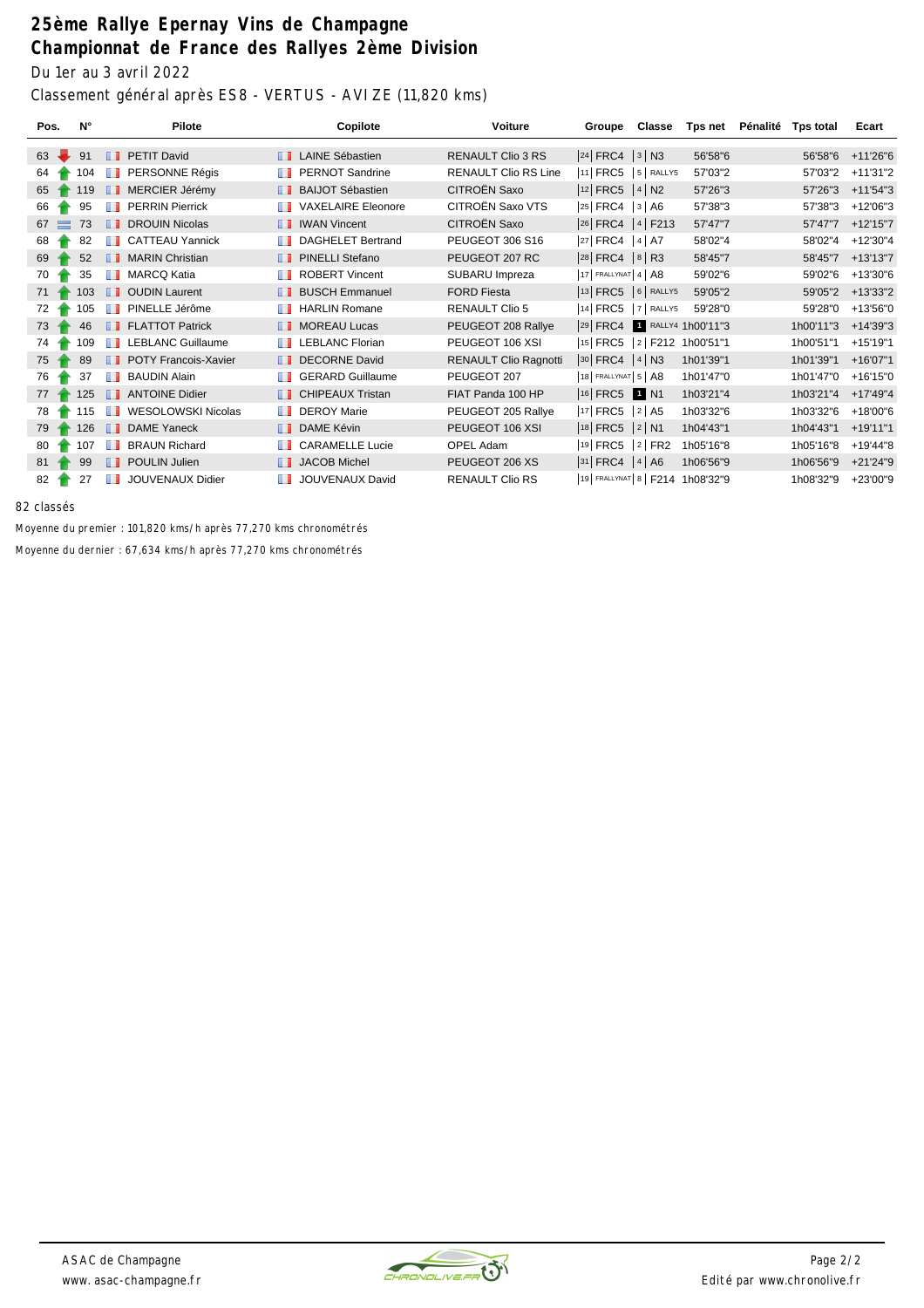# 25ème Rallye Epernay Vins de Champagne
# Championnat de France des Rallyes 2ème Division

Du 1er au 3 avril 2022

Classement général après ES8 - VERTUS - AVIZE (11,820 kms)

| Pos. | N° | Pilote | Copilote | Voiture | Groupe | Classe | Tps net | Pénalité | Tps total | Ecart |
|---|---|---|---|---|---|---|---|---|---|---|
| 63 | 91 | PETIT David | LAINE Sébastien | RENAULT Clio 3 RS | 24 FRC4 | 3 N3 | 56'58"6 | | 56'58"6 | +11'26"6 |
| 64 | 104 | PERSONNE Régis | PERNOT Sandrine | RENAULT Clio RS Line | 11 FRC5 | 5 RALLY5 | 57'03"2 | | 57'03"2 | +11'31"2 |
| 65 | 119 | MERCIER Jérémy | BAIJOT Sébastien | CITROËN Saxo | 12 FRC5 | 4 N2 | 57'26"3 | | 57'26"3 | +11'54"3 |
| 66 | 95 | PERRIN Pierrick | VAXELAIRE Eleonore | CITROËN Saxo VTS | 25 FRC4 | 3 A6 | 57'38"3 | | 57'38"3 | +12'06"3 |
| 67 | 73 | DROUIN Nicolas | IWAN Vincent | CITROËN Saxo | 26 FRC4 | 4 F213 | 57'47"7 | | 57'47"7 | +12'15"7 |
| 68 | 82 | CATTEAU Yannick | DAGHELET Bertrand | PEUGEOT 306 S16 | 27 FRC4 | 4 A7 | 58'02"4 | | 58'02"4 | +12'30"4 |
| 69 | 52 | MARIN Christian | PINELLI Stefano | PEUGEOT 207 RC | 28 FRC4 | 8 R3 | 58'45"7 | | 58'45"7 | +13'13"7 |
| 70 | 35 | MARCQ Katia | ROBERT Vincent | SUBARU Impreza | 17 FRALLYNAT | 4 A8 | 59'02"6 | | 59'02"6 | +13'30"6 |
| 71 | 103 | OUDIN Laurent | BUSCH Emmanuel | FORD Fiesta | 13 FRC5 | 6 RALLY5 | 59'05"2 | | 59'05"2 | +13'33"2 |
| 72 | 105 | PINELLE Jérôme | HARLIN Romane | RENAULT Clio 5 | 14 FRC5 | 7 RALLY5 | 59'28"0 | | 59'28"0 | +13'56"0 |
| 73 | 46 | FLATTOT Patrick | MOREAU Lucas | PEUGEOT 208 Rallye | 29 FRC4 | 1 RALLY4 | 1h00'11"3 | | 1h00'11"3 | +14'39"3 |
| 74 | 109 | LEBLANC Guillaume | LEBLANC Florian | PEUGEOT 106 XSI | 15 FRC5 | 2 F212 | 1h00'51"1 | | 1h00'51"1 | +15'19"1 |
| 75 | 89 | POTY Francois-Xavier | DECORNE David | RENAULT Clio Ragnotti | 30 FRC4 | 4 N3 | 1h01'39"1 | | 1h01'39"1 | +16'07"1 |
| 76 | 37 | BAUDIN Alain | GERARD Guillaume | PEUGEOT 207 | 18 FRALLYNAT | 5 A8 | 1h01'47"0 | | 1h01'47"0 | +16'15"0 |
| 77 | 125 | ANTOINE Didier | CHIPEAUX Tristan | FIAT Panda 100 HP | 16 FRC5 | 1 N1 | 1h03'21"4 | | 1h03'21"4 | +17'49"4 |
| 78 | 115 | WESOLOWSKI Nicolas | DEROY Marie | PEUGEOT 205 Rallye | 17 FRC5 | 2 A5 | 1h03'32"6 | | 1h03'32"6 | +18'00"6 |
| 79 | 126 | DAME Yaneck | DAME Kévin | PEUGEOT 106 XSI | 18 FRC5 | 2 N1 | 1h04'43"1 | | 1h04'43"1 | +19'11"1 |
| 80 | 107 | BRAUN Richard | CARAMELLE Lucie | OPEL Adam | 19 FRC5 | 2 FR2 | 1h05'16"8 | | 1h05'16"8 | +19'44"8 |
| 81 | 99 | POULIN Julien | JACOB Michel | PEUGEOT 206 XS | 31 FRC4 | 4 A6 | 1h06'56"9 | | 1h06'56"9 | +21'24"9 |
| 82 | 27 | JOUVENAUX Didier | JOUVENAUX David | RENAULT Clio RS | 19 FRALLYNAT | 8 F214 | 1h08'32"9 | | 1h08'32"9 | +23'00"9 |

82 classés

Moyenne du premier : 101,820 kms/h après 77,270 kms chronométrés

Moyenne du dernier : 67,634 kms/h après 77,270 kms chronométrés

ASAC de Champagne
www.asac-champagne.fr

Edité par www.chronolive.fr